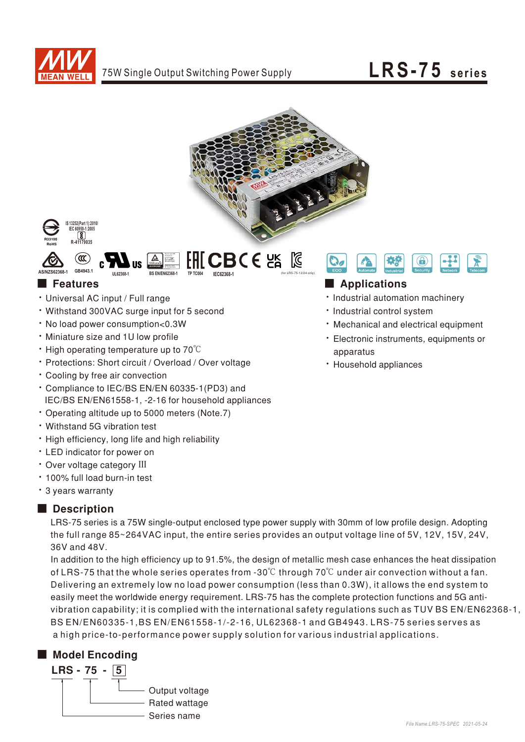# 75W Single Output Switching Power Supply

# LRS-75 series

IS 13252(Part 1):2010/ IEC 60950-1:2005
R-41179035
R33100 RoHS

AS/NZS62368-1 GB4943.1 UL62368-1 BS EN/EN62368-1 TP TC004 IEC62368-1 (for LRS-75-12/24 only)

ECO Automate Industrial Security Network Telecom

## Features

- Universal AC input / Full range
- Withstand 300VAC surge input for 5 second
- No load power consumption<0.3W
- Miniature size and 1U low profile
- High operating temperature up to 70℃
- Protections: Short circuit / Overload / Over voltage
- Cooling by free air convection
- Compliance to IEC/BS EN/EN 60335-1(PD3) and IEC/BS EN/EN61558-1, -2-16 for household appliances
- Operating altitude up to 5000 meters (Note.7)
- Withstand 5G vibration test
- High efficiency, long life and high reliability
- LED indicator for power on
- Over voltage category III
- 100% full load burn-in test
- 3 years warranty

## Applications

- Industrial automation machinery
- Industrial control system
- Mechanical and electrical equipment
- Electronic instruments, equipments or apparatus
- Household appliances

## Description

LRS-75 series is a 75W single-output enclosed type power supply with 30mm of low profile design. Adopting the full range 85~264VAC input, the entire series provides an output voltage line of 5V, 12V, 15V, 24V, 36V and 48V.

In addition to the high efficiency up to 91.5%, the design of metallic mesh case enhances the heat dissipation of LRS-75 that the whole series operates from -30℃ through 70℃ under air convection without a fan. Delivering an extremely low no load power consumption (less than 0.3W), it allows the end system to easily meet the worldwide energy requirement. LRS-75 has the complete protection functions and 5G anti-vibration capability; it is complied with the international safety regulations such as TUV BS EN/EN62368-1, BS EN/EN60335-1,BS EN/EN61558-1/-2-16, UL62368-1 and GB4943. LRS-75 series serves as a high price-to-performance power supply solution for various industrial applications.

## Model Encoding

**LRS - 75 - 5**

- 5: Output voltage
- 75: Rated wattage
- LRS: Series name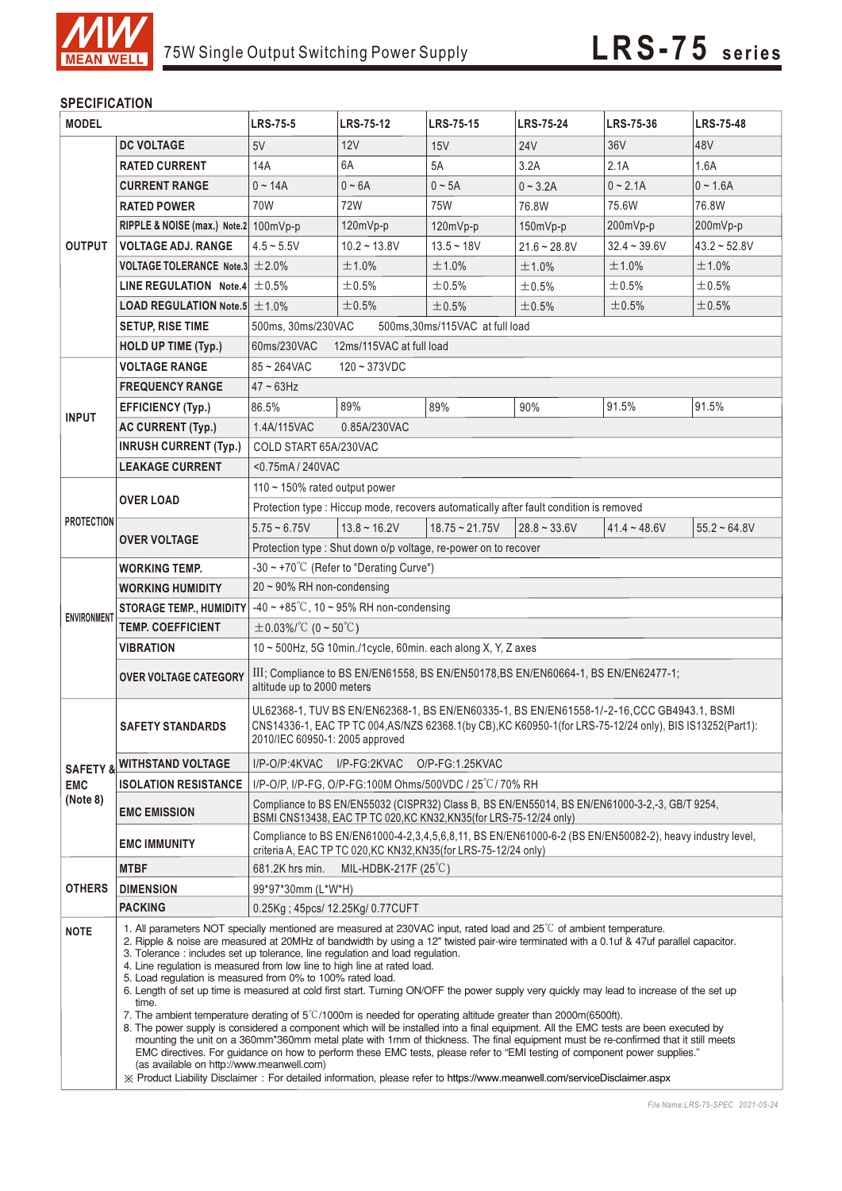75W Single Output Switching Power Supply — **LRS-75 series**

## SPECIFICATION

| MODEL | | LRS-75-5 | LRS-75-12 | LRS-75-15 | LRS-75-24 | LRS-75-36 | LRS-75-48 |
|---|---|---|---|---|---|---|---|
| OUTPUT | DC VOLTAGE | 5V | 12V | 15V | 24V | 36V | 48V |
| | RATED CURRENT | 14A | 6A | 5A | 3.2A | 2.1A | 1.6A |
| | CURRENT RANGE | 0 ~ 14A | 0 ~ 6A | 0 ~ 5A | 0 ~ 3.2A | 0 ~ 2.1A | 0 ~ 1.6A |
| | RATED POWER | 70W | 72W | 75W | 76.8W | 75.6W | 76.8W |
| | RIPPLE & NOISE (max.) Note.2 | 100mVp-p | 120mVp-p | 120mVp-p | 150mVp-p | 200mVp-p | 200mVp-p |
| | VOLTAGE ADJ. RANGE | 4.5 ~ 5.5V | 10.2 ~ 13.8V | 13.5 ~ 18V | 21.6 ~ 28.8V | 32.4 ~ 39.6V | 43.2 ~ 52.8V |
| | VOLTAGE TOLERANCE Note.3 | ±2.0% | ±1.0% | ±1.0% | ±1.0% | ±1.0% | ±1.0% |
| | LINE REGULATION Note.4 | ±0.5% | ±0.5% | ±0.5% | ±0.5% | ±0.5% | ±0.5% |
| | LOAD REGULATION Note.5 | ±1.0% | ±0.5% | ±0.5% | ±0.5% | ±0.5% | ±0.5% |
| | SETUP, RISE TIME | 500ms, 30ms/230VAC 500ms,30ms/115VAC at full load | | | | | |
| | HOLD UP TIME (Typ.) | 60ms/230VAC 12ms/115VAC at full load | | | | | |
| INPUT | VOLTAGE RANGE | 85 ~ 264VAC 120 ~ 373VDC | | | | | |
| | FREQUENCY RANGE | 47 ~ 63Hz | | | | | |
| | EFFICIENCY (Typ.) | 86.5% | 89% | 89% | 90% | 91.5% | 91.5% |
| | AC CURRENT (Typ.) | 1.4A/115VAC 0.85A/230VAC | | | | | |
| | INRUSH CURRENT (Typ.) | COLD START 65A/230VAC | | | | | |
| | LEAKAGE CURRENT | <0.75mA / 240VAC | | | | | |
| PROTECTION | OVER LOAD | 110 ~ 150% rated output power | | | | | |
| | | Protection type : Hiccup mode, recovers automatically after fault condition is removed | | | | | |
| | OVER VOLTAGE | 5.75 ~ 6.75V | 13.8 ~ 16.2V | 18.75 ~ 21.75V | 28.8 ~ 33.6V | 41.4 ~ 48.6V | 55.2 ~ 64.8V |
| | | Protection type : Shut down o/p voltage, re-power on to recover | | | | | |
| ENVIRONMENT | WORKING TEMP. | -30 ~ +70℃ (Refer to "Derating Curve") | | | | | |
| | WORKING HUMIDITY | 20 ~ 90% RH non-condensing | | | | | |
| | STORAGE TEMP., HUMIDITY | -40 ~ +85℃, 10 ~ 95% RH non-condensing | | | | | |
| | TEMP. COEFFICIENT | ±0.03%/℃ (0 ~ 50℃) | | | | | |
| | VIBRATION | 10 ~ 500Hz, 5G 10min./1cycle, 60min. each along X, Y, Z axes | | | | | |
| | OVER VOLTAGE CATEGORY | III; Compliance to BS EN/EN61558, BS EN/EN50178,BS EN/EN60664-1, BS EN/EN62477-1; altitude up to 2000 meters | | | | | |
| SAFETY & EMC (Note 8) | SAFETY STANDARDS | UL62368-1, TUV BS EN/EN62368-1, BS EN/EN60335-1, BS EN/EN61558-1/-2-16,CCC GB4943.1, BSMI CNS14336-1, EAC TP TC 004,AS/NZS 62368.1(by CB),KC K60950-1(for LRS-75-12/24 only), BIS IS13252(Part1): 2010/IEC 60950-1: 2005 approved | | | | | |
| | WITHSTAND VOLTAGE | I/P-O/P:4KVAC I/P-FG:2KVAC O/P-FG:1.25KVAC | | | | | |
| | ISOLATION RESISTANCE | I/P-O/P, I/P-FG, O/P-FG:100M Ohms/500VDC / 25℃/ 70% RH | | | | | |
| | EMC EMISSION | Compliance to BS EN/EN55032 (CISPR32) Class B, BS EN/EN55014, BS EN/EN61000-3-2,-3, GB/T 9254, BSMI CNS13438, EAC TP TC 020,KC KN32,KN35(for LRS-75-12/24 only) | | | | | |
| | EMC IMMUNITY | Compliance to BS EN/EN61000-4-2,3,4,5,6,8,11, BS EN/EN61000-6-2 (BS EN/EN50082-2), heavy industry level, criteria A, EAC TP TC 020,KC KN32,KN35(for LRS-75-12/24 only) | | | | | |
| OTHERS | MTBF | 681.2K hrs min. MIL-HDBK-217F (25℃) | | | | | |
| | DIMENSION | 99*97*30mm (L*W*H) | | | | | |
| | PACKING | 0.25Kg ; 45pcs/ 12.25Kg/ 0.77CUFT | | | | | |

**NOTE**

1. All parameters NOT specially mentioned are measured at 230VAC input, rated load and 25℃ of ambient temperature.
2. Ripple & noise are measured at 20MHz of bandwidth by using a 12" twisted pair-wire terminated with a 0.1uf & 47uf parallel capacitor.
3. Tolerance : includes set up tolerance, line regulation and load regulation.
4. Line regulation is measured from low line to high line at rated load.
5. Load regulation is measured from 0% to 100% rated load.
6. Length of set up time is measured at cold first start. Turning ON/OFF the power supply very quickly may lead to increase of the set up time.
7. The ambient temperature derating of 5℃/1000m is needed for operating altitude greater than 2000m(6500ft).
8. The power supply is considered a component which will be installed into a final equipment. All the EMC tests are been executed by mounting the unit on a 360mm*360mm metal plate with 1mm of thickness. The final equipment must be re-confirmed that it still meets EMC directives. For guidance on how to perform these EMC tests, please refer to "EMI testing of component power supplies." (as available on http://www.meanwell.com)

※ Product Liability Disclaimer : For detailed information, please refer to https://www.meanwell.com/serviceDisclaimer.aspx

*File Name:LRS-75-SPEC 2021-05-24*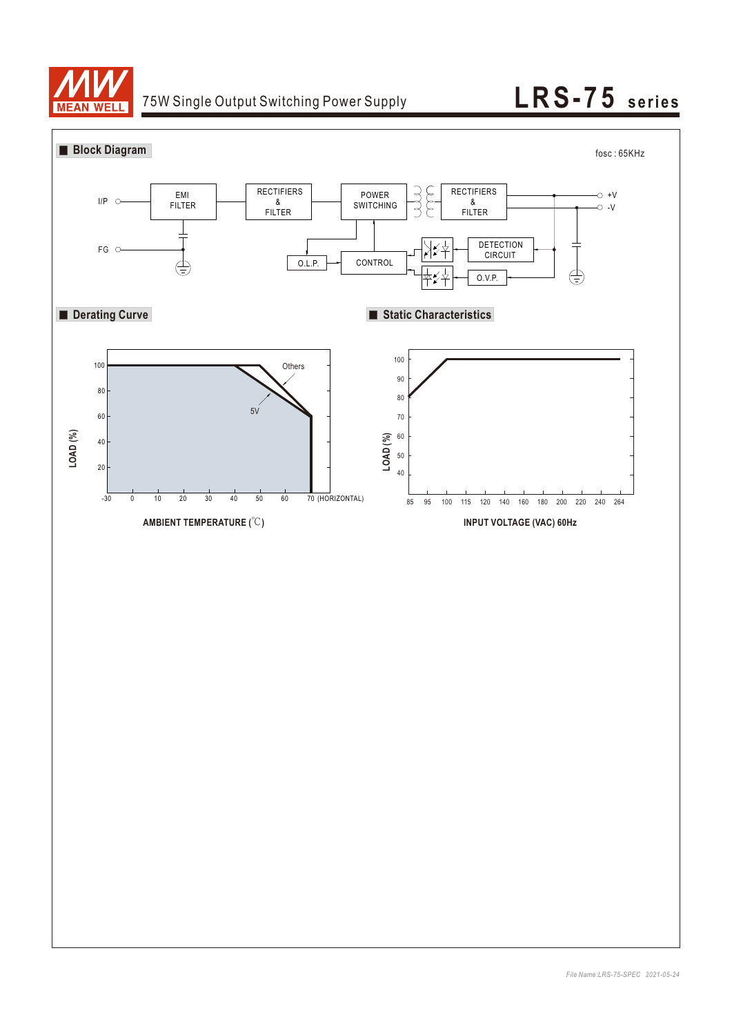## Block Diagram

fosc : 65KHz

I/P — EMI FILTER — RECTIFIERS & FILTER — POWER SWITCHING — RECTIFIERS & FILTER — +V / -V

FG

O.L.P. — CONTROL — DETECTION CIRCUIT — O.V.P.

## Derating Curve

LOAD (%)

100, 80, 60, 40, 20

-30, 0, 10, 20, 30, 40, 50, 60, 70 (HORIZONTAL)

Others

5V

AMBIENT TEMPERATURE (℃)

## Static Characteristics

LOAD (%)

100, 90, 80, 70, 60, 50, 40

85, 95, 100, 115, 120, 140, 160, 180, 200, 220, 240, 264

INPUT VOLTAGE (VAC) 60Hz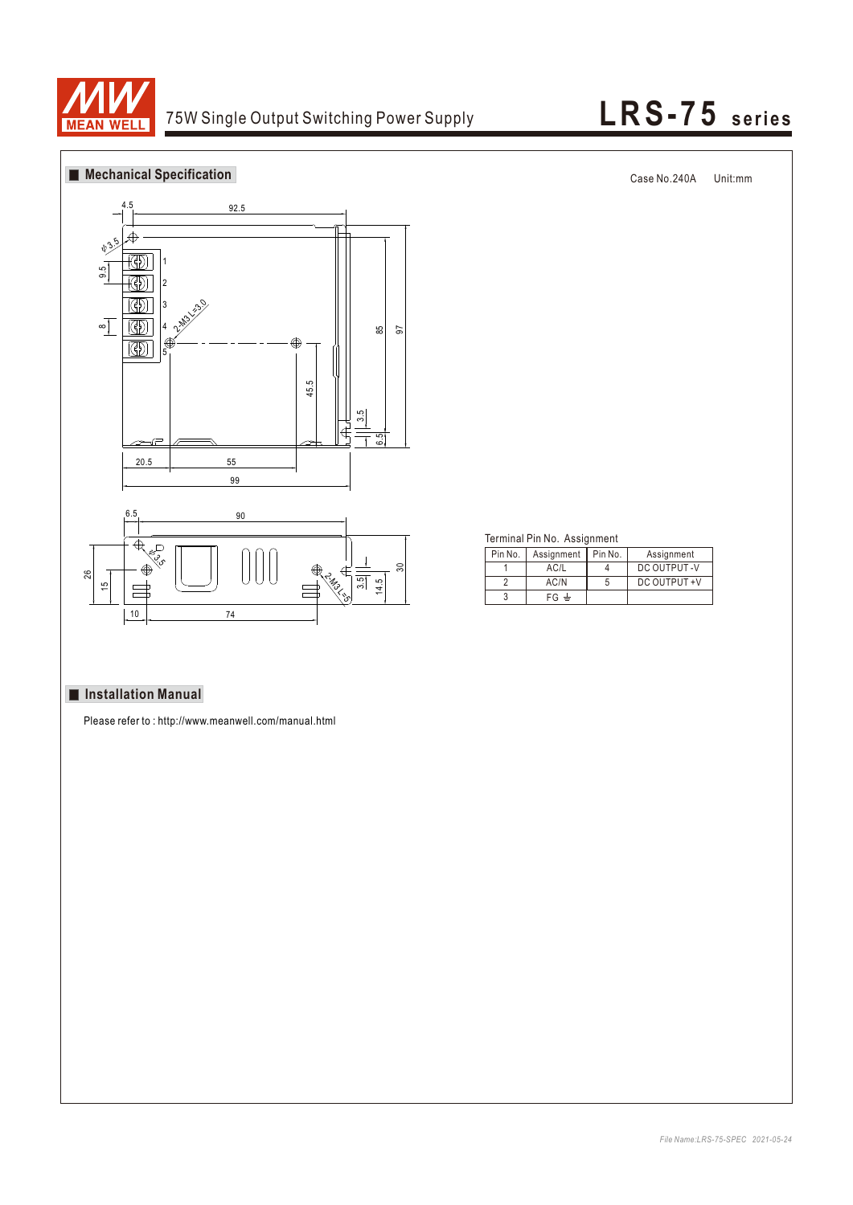## Mechanical Specification

Case No.240A Unit:mm

4.5
92.5
φ3.5
9.5
8
1
2
3
4
5
2-M3 L=3.0
45.5
85
97
3.5
6.5
20.5
55
99

6.5
90
φ3.5
26
15
2-M3 L=5
3.5
14.5
30
10
74

Terminal Pin No. Assignment

| Pin No. | Assignment | Pin No. | Assignment |
|---|---|---|---|
| 1 | AC/L | 4 | DC OUTPUT -V |
| 2 | AC/N | 5 | DC OUTPUT +V |
| 3 | FG ⏚ | | |

## Installation Manual

Please refer to : http://www.meanwell.com/manual.html